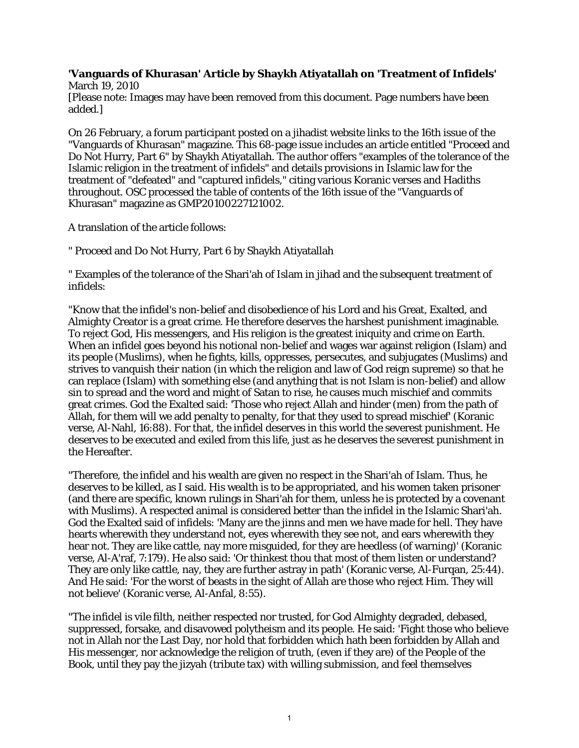**'Vanguards of Khurasan' Article by Shaykh Atiyatallah on 'Treatment of Infidels'**
March 19, 2010
[Please note: Images may have been removed from this document. Page numbers have been added.]

On 26 February, a forum participant posted on a jihadist website links to the 16th issue of the "Vanguards of Khurasan" magazine. This 68-page issue includes an article entitled "Proceed and Do Not Hurry, Part 6" by Shaykh Atiyatallah. The author offers "examples of the tolerance of the Islamic religion in the treatment of infidels" and details provisions in Islamic law for the treatment of "defeated" and "captured infidels," citing various Koranic verses and Hadiths throughout. OSC processed the table of contents of the 16th issue of the "Vanguards of Khurasan" magazine as GMP20100227121002.

A translation of the article follows:

" Proceed and Do Not Hurry, Part 6 by Shaykh Atiyatallah

" Examples of the tolerance of the Shari'ah of Islam in jihad and the subsequent treatment of infidels:

"Know that the infidel's non-belief and disobedience of his Lord and his Great, Exalted, and Almighty Creator is a great crime. He therefore deserves the harshest punishment imaginable. To reject God, His messengers, and His religion is the greatest iniquity and crime on Earth. When an infidel goes beyond his notional non-belief and wages war against religion (Islam) and its people (Muslims), when he fights, kills, oppresses, persecutes, and subjugates (Muslims) and strives to vanquish their nation (in which the religion and law of God reign supreme) so that he can replace (Islam) with something else (and anything that is not Islam is non-belief) and allow sin to spread and the word and might of Satan to rise, he causes much mischief and commits great crimes. God the Exalted said: 'Those who reject Allah and hinder (men) from the path of Allah, for them will we add penalty to penalty, for that they used to spread mischief' (Koranic verse, Al-Nahl, 16:88). For that, the infidel deserves in this world the severest punishment. He deserves to be executed and exiled from this life, just as he deserves the severest punishment in the Hereafter.

"Therefore, the infidel and his wealth are given no respect in the Shari'ah of Islam. Thus, he deserves to be killed, as I said. His wealth is to be appropriated, and his women taken prisoner (and there are specific, known rulings in Shari'ah for them, unless he is protected by a covenant with Muslims). A respected animal is considered better than the infidel in the Islamic Shari'ah. God the Exalted said of infidels: 'Many are the jinns and men we have made for hell. They have hearts wherewith they understand not, eyes wherewith they see not, and ears wherewith they hear not. They are like cattle, nay more misguided, for they are heedless (of warning)' (Koranic verse, Al-A'raf, 7:179). He also said: 'Or thinkest thou that most of them listen or understand? They are only like cattle, nay, they are further astray in path' (Koranic verse, Al-Furqan, 25:44). And He said: 'For the worst of beasts in the sight of Allah are those who reject Him. They will not believe' (Koranic verse, Al-Anfal, 8:55).

"The infidel is vile filth, neither respected nor trusted, for God Almighty degraded, debased, suppressed, forsake, and disavowed polytheism and its people. He said: 'Fight those who believe not in Allah nor the Last Day, nor hold that forbidden which hath been forbidden by Allah and His messenger, nor acknowledge the religion of truth, (even if they are) of the People of the Book, until they pay the jizyah (tribute tax) with willing submission, and feel themselves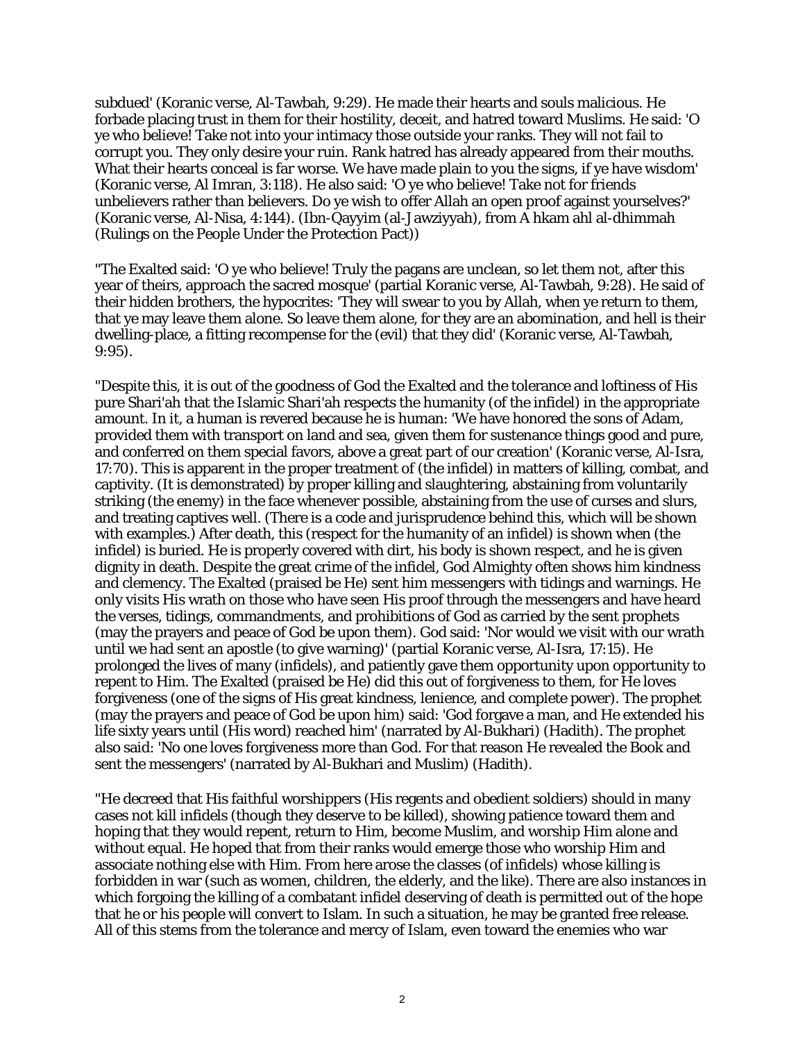subdued' (Koranic verse, Al-Tawbah, 9:29). He made their hearts and souls malicious. He forbade placing trust in them for their hostility, deceit, and hatred toward Muslims. He said: 'O ye who believe! Take not into your intimacy those outside your ranks. They will not fail to corrupt you. They only desire your ruin. Rank hatred has already appeared from their mouths. What their hearts conceal is far worse. We have made plain to you the signs, if ye have wisdom' (Koranic verse, Al Imran, 3:118). He also said: 'O ye who believe! Take not for friends unbelievers rather than believers. Do ye wish to offer Allah an open proof against yourselves?' (Koranic verse, Al-Nisa, 4:144). (Ibn-Qayyim (al-Jawziyyah), from A hkam ahl al-dhimmah (Rulings on the People Under the Protection Pact))

"The Exalted said: 'O ye who believe! Truly the pagans are unclean, so let them not, after this year of theirs, approach the sacred mosque' (partial Koranic verse, Al-Tawbah, 9:28). He said of their hidden brothers, the hypocrites: 'They will swear to you by Allah, when ye return to them, that ye may leave them alone. So leave them alone, for they are an abomination, and hell is their dwelling-place, a fitting recompense for the (evil) that they did' (Koranic verse, Al-Tawbah, 9:95).

"Despite this, it is out of the goodness of God the Exalted and the tolerance and loftiness of His pure Shari'ah that the Islamic Shari'ah respects the humanity (of the infidel) in the appropriate amount. In it, a human is revered because he is human: 'We have honored the sons of Adam, provided them with transport on land and sea, given them for sustenance things good and pure, and conferred on them special favors, above a great part of our creation' (Koranic verse, Al-Isra, 17:70). This is apparent in the proper treatment of (the infidel) in matters of killing, combat, and captivity. (It is demonstrated) by proper killing and slaughtering, abstaining from voluntarily striking (the enemy) in the face whenever possible, abstaining from the use of curses and slurs, and treating captives well. (There is a code and jurisprudence behind this, which will be shown with examples.) After death, this (respect for the humanity of an infidel) is shown when (the infidel) is buried. He is properly covered with dirt, his body is shown respect, and he is given dignity in death. Despite the great crime of the infidel, God Almighty often shows him kindness and clemency. The Exalted (praised be He) sent him messengers with tidings and warnings. He only visits His wrath on those who have seen His proof through the messengers and have heard the verses, tidings, commandments, and prohibitions of God as carried by the sent prophets (may the prayers and peace of God be upon them). God said: 'Nor would we visit with our wrath until we had sent an apostle (to give warning)' (partial Koranic verse, Al-Isra, 17:15). He prolonged the lives of many (infidels), and patiently gave them opportunity upon opportunity to repent to Him. The Exalted (praised be He) did this out of forgiveness to them, for He loves forgiveness (one of the signs of His great kindness, lenience, and complete power). The prophet (may the prayers and peace of God be upon him) said: 'God forgave a man, and He extended his life sixty years until (His word) reached him' (narrated by Al-Bukhari) (Hadith). The prophet also said: 'No one loves forgiveness more than God. For that reason He revealed the Book and sent the messengers' (narrated by Al-Bukhari and Muslim) (Hadith).

"He decreed that His faithful worshippers (His regents and obedient soldiers) should in many cases not kill infidels (though they deserve to be killed), showing patience toward them and hoping that they would repent, return to Him, become Muslim, and worship Him alone and without equal. He hoped that from their ranks would emerge those who worship Him and associate nothing else with Him. From here arose the classes (of infidels) whose killing is forbidden in war (such as women, children, the elderly, and the like). There are also instances in which forgoing the killing of a combatant infidel deserving of death is permitted out of the hope that he or his people will convert to Islam. In such a situation, he may be granted free release. All of this stems from the tolerance and mercy of Islam, even toward the enemies who war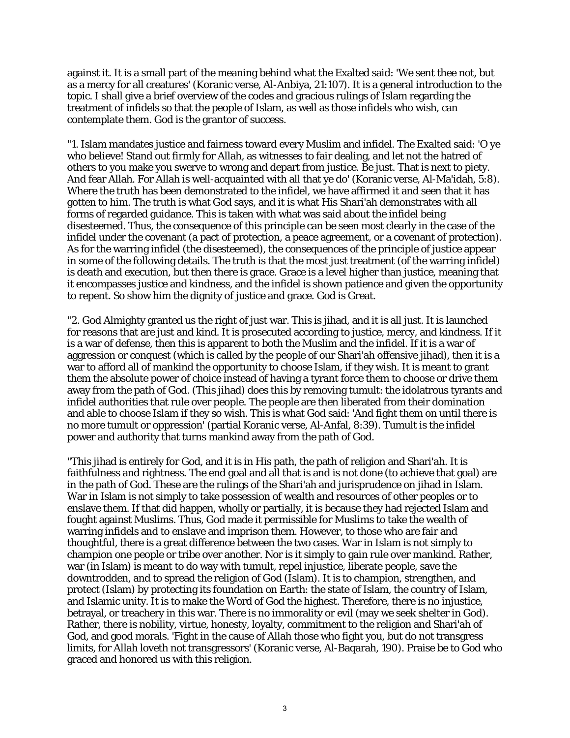against it. It is a small part of the meaning behind what the Exalted said: 'We sent thee not, but as a mercy for all creatures' (Koranic verse, Al-Anbiya, 21:107). It is a general introduction to the topic. I shall give a brief overview of the codes and gracious rulings of Islam regarding the treatment of infidels so that the people of Islam, as well as those infidels who wish, can contemplate them. God is the grantor of success.

"1. Islam mandates justice and fairness toward every Muslim and infidel. The Exalted said: 'O ye who believe! Stand out firmly for Allah, as witnesses to fair dealing, and let not the hatred of others to you make you swerve to wrong and depart from justice. Be just. That is next to piety. And fear Allah. For Allah is well-acquainted with all that ye do' (Koranic verse, Al-Ma'idah, 5:8). Where the truth has been demonstrated to the infidel, we have affirmed it and seen that it has gotten to him. The truth is what God says, and it is what His Shari'ah demonstrates with all forms of regarded guidance. This is taken with what was said about the infidel being disesteemed. Thus, the consequence of this principle can be seen most clearly in the case of the infidel under the covenant (a pact of protection, a peace agreement, or a covenant of protection). As for the warring infidel (the disesteemed), the consequences of the principle of justice appear in some of the following details. The truth is that the most just treatment (of the warring infidel) is death and execution, but then there is grace. Grace is a level higher than justice, meaning that it encompasses justice and kindness, and the infidel is shown patience and given the opportunity to repent. So show him the dignity of justice and grace. God is Great.

"2. God Almighty granted us the right of just war. This is jihad, and it is all just. It is launched for reasons that are just and kind. It is prosecuted according to justice, mercy, and kindness. If it is a war of defense, then this is apparent to both the Muslim and the infidel. If it is a war of aggression or conquest (which is called by the people of our Shari'ah offensive jihad), then it is a war to afford all of mankind the opportunity to choose Islam, if they wish. It is meant to grant them the absolute power of choice instead of having a tyrant force them to choose or drive them away from the path of God. (This jihad) does this by removing tumult: the idolatrous tyrants and infidel authorities that rule over people. The people are then liberated from their domination and able to choose Islam if they so wish. This is what God said: 'And fight them on until there is no more tumult or oppression' (partial Koranic verse, Al-Anfal, 8:39). Tumult is the infidel power and authority that turns mankind away from the path of God.

"This jihad is entirely for God, and it is in His path, the path of religion and Shari'ah. It is faithfulness and rightness. The end goal and all that is and is not done (to achieve that goal) are in the path of God. These are the rulings of the Shari'ah and jurisprudence on jihad in Islam. War in Islam is not simply to take possession of wealth and resources of other peoples or to enslave them. If that did happen, wholly or partially, it is because they had rejected Islam and fought against Muslims. Thus, God made it permissible for Muslims to take the wealth of warring infidels and to enslave and imprison them. However, to those who are fair and thoughtful, there is a great difference between the two cases. War in Islam is not simply to champion one people or tribe over another. Nor is it simply to gain rule over mankind. Rather, war (in Islam) is meant to do way with tumult, repel injustice, liberate people, save the downtrodden, and to spread the religion of God (Islam). It is to champion, strengthen, and protect (Islam) by protecting its foundation on Earth: the state of Islam, the country of Islam, and Islamic unity. It is to make the Word of God the highest. Therefore, there is no injustice, betrayal, or treachery in this war. There is no immorality or evil (may we seek shelter in God). Rather, there is nobility, virtue, honesty, loyalty, commitment to the religion and Shari'ah of God, and good morals. 'Fight in the cause of Allah those who fight you, but do not transgress limits, for Allah loveth not transgressors' (Koranic verse, Al-Baqarah, 190). Praise be to God who graced and honored us with this religion.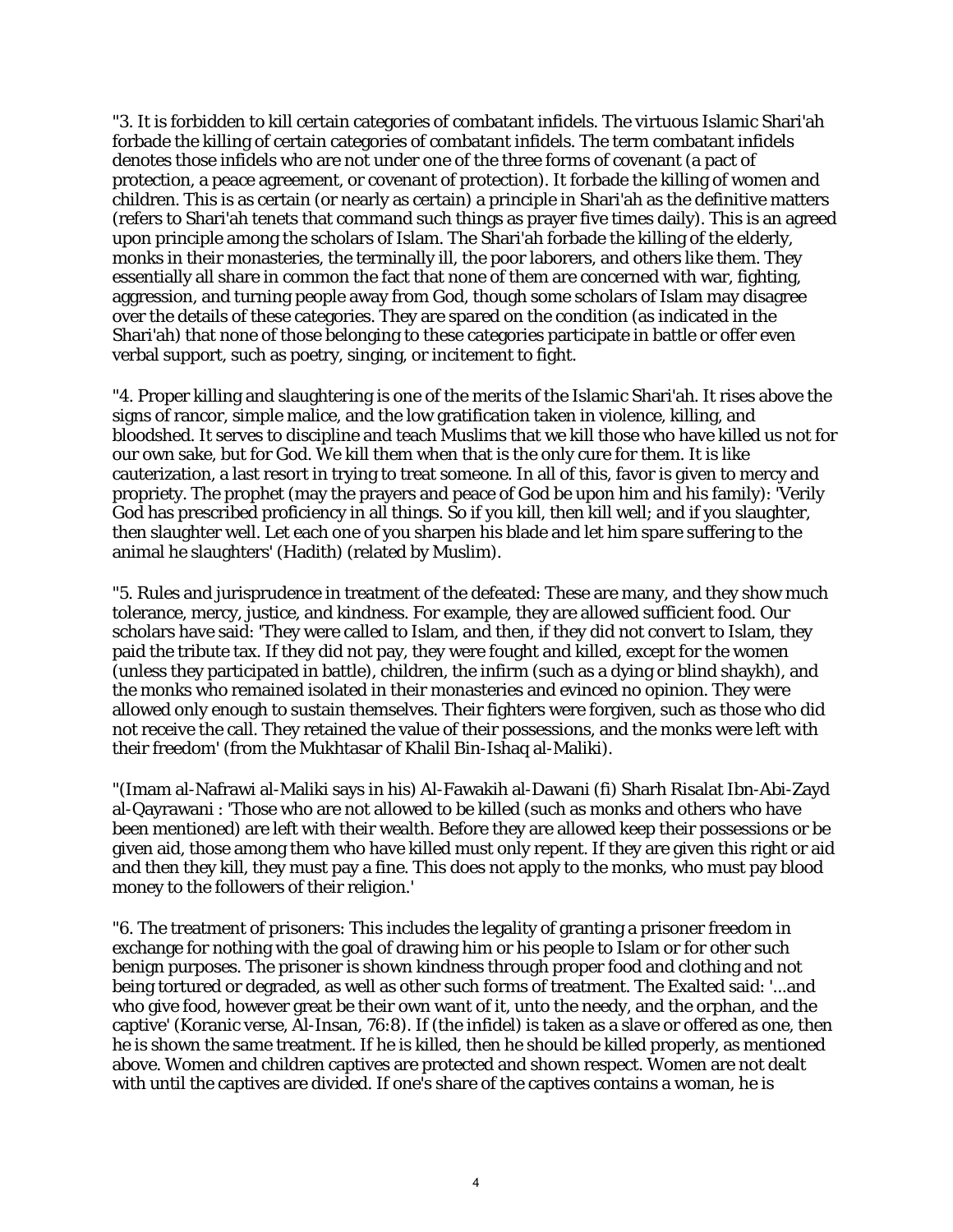"3. It is forbidden to kill certain categories of combatant infidels. The virtuous Islamic Shari'ah forbade the killing of certain categories of combatant infidels. The term combatant infidels denotes those infidels who are not under one of the three forms of covenant (a pact of protection, a peace agreement, or covenant of protection). It forbade the killing of women and children. This is as certain (or nearly as certain) a principle in Shari'ah as the definitive matters (refers to Shari'ah tenets that command such things as prayer five times daily). This is an agreed upon principle among the scholars of Islam. The Shari'ah forbade the killing of the elderly, monks in their monasteries, the terminally ill, the poor laborers, and others like them. They essentially all share in common the fact that none of them are concerned with war, fighting, aggression, and turning people away from God, though some scholars of Islam may disagree over the details of these categories. They are spared on the condition (as indicated in the Shari'ah) that none of those belonging to these categories participate in battle or offer even verbal support, such as poetry, singing, or incitement to fight.

"4. Proper killing and slaughtering is one of the merits of the Islamic Shari'ah. It rises above the signs of rancor, simple malice, and the low gratification taken in violence, killing, and bloodshed. It serves to discipline and teach Muslims that we kill those who have killed us not for our own sake, but for God. We kill them when that is the only cure for them. It is like cauterization, a last resort in trying to treat someone. In all of this, favor is given to mercy and propriety. The prophet (may the prayers and peace of God be upon him and his family): 'Verily God has prescribed proficiency in all things. So if you kill, then kill well; and if you slaughter, then slaughter well. Let each one of you sharpen his blade and let him spare suffering to the animal he slaughters' (Hadith) (related by Muslim).

"5. Rules and jurisprudence in treatment of the defeated: These are many, and they show much tolerance, mercy, justice, and kindness. For example, they are allowed sufficient food. Our scholars have said: 'They were called to Islam, and then, if they did not convert to Islam, they paid the tribute tax. If they did not pay, they were fought and killed, except for the women (unless they participated in battle), children, the infirm (such as a dying or blind shaykh), and the monks who remained isolated in their monasteries and evinced no opinion. They were allowed only enough to sustain themselves. Their fighters were forgiven, such as those who did not receive the call. They retained the value of their possessions, and the monks were left with their freedom' (from the Mukhtasar of Khalil Bin-Ishaq al-Maliki).

"(Imam al-Nafrawi al-Maliki says in his) Al-Fawakih al-Dawani (fi) Sharh Risalat Ibn-Abi-Zayd al-Qayrawani : 'Those who are not allowed to be killed (such as monks and others who have been mentioned) are left with their wealth. Before they are allowed keep their possessions or be given aid, those among them who have killed must only repent. If they are given this right or aid and then they kill, they must pay a fine. This does not apply to the monks, who must pay blood money to the followers of their religion.'

"6. The treatment of prisoners: This includes the legality of granting a prisoner freedom in exchange for nothing with the goal of drawing him or his people to Islam or for other such benign purposes. The prisoner is shown kindness through proper food and clothing and not being tortured or degraded, as well as other such forms of treatment. The Exalted said: '...and who give food, however great be their own want of it, unto the needy, and the orphan, and the captive' (Koranic verse, Al-Insan, 76:8). If (the infidel) is taken as a slave or offered as one, then he is shown the same treatment. If he is killed, then he should be killed properly, as mentioned above. Women and children captives are protected and shown respect. Women are not dealt with until the captives are divided. If one's share of the captives contains a woman, he is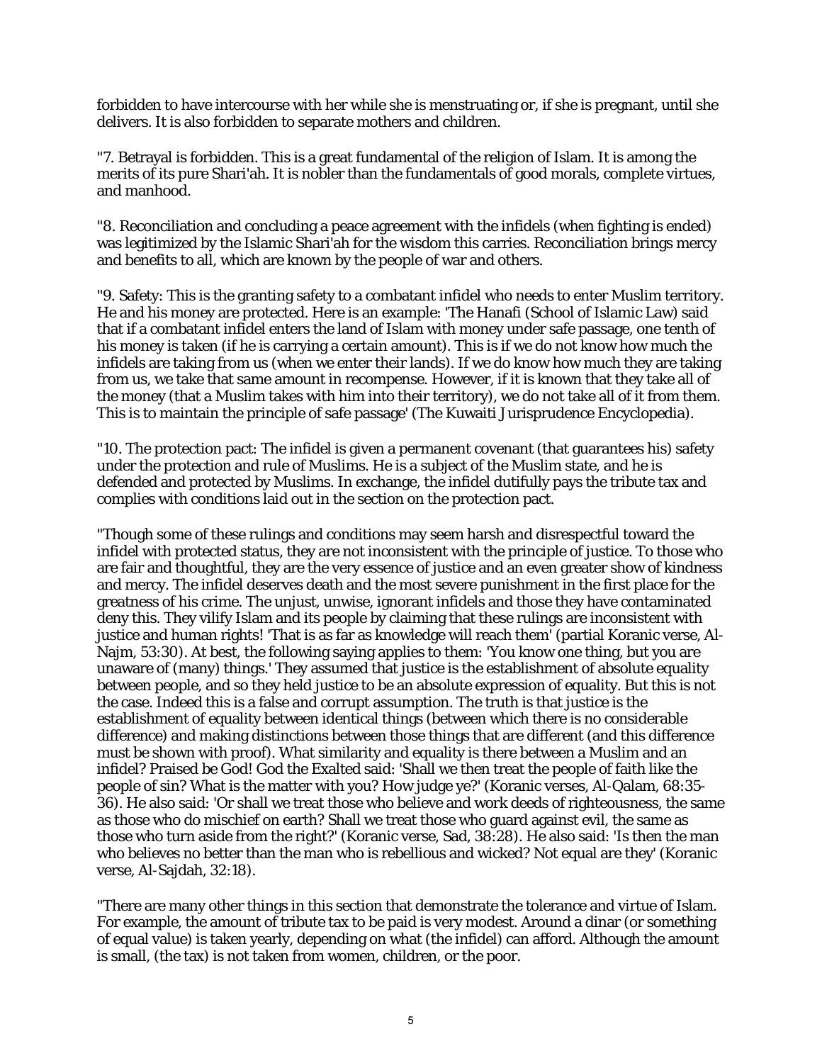forbidden to have intercourse with her while she is menstruating or, if she is pregnant, until she delivers. It is also forbidden to separate mothers and children.

"7. Betrayal is forbidden. This is a great fundamental of the religion of Islam. It is among the merits of its pure Shari'ah. It is nobler than the fundamentals of good morals, complete virtues, and manhood.

"8. Reconciliation and concluding a peace agreement with the infidels (when fighting is ended) was legitimized by the Islamic Shari'ah for the wisdom this carries. Reconciliation brings mercy and benefits to all, which are known by the people of war and others.

"9. Safety: This is the granting safety to a combatant infidel who needs to enter Muslim territory. He and his money are protected. Here is an example: 'The Hanafi (School of Islamic Law) said that if a combatant infidel enters the land of Islam with money under safe passage, one tenth of his money is taken (if he is carrying a certain amount). This is if we do not know how much the infidels are taking from us (when we enter their lands). If we do know how much they are taking from us, we take that same amount in recompense. However, if it is known that they take all of the money (that a Muslim takes with him into their territory), we do not take all of it from them. This is to maintain the principle of safe passage' (The Kuwaiti Jurisprudence Encyclopedia).

"10. The protection pact: The infidel is given a permanent covenant (that guarantees his) safety under the protection and rule of Muslims. He is a subject of the Muslim state, and he is defended and protected by Muslims. In exchange, the infidel dutifully pays the tribute tax and complies with conditions laid out in the section on the protection pact.

"Though some of these rulings and conditions may seem harsh and disrespectful toward the infidel with protected status, they are not inconsistent with the principle of justice. To those who are fair and thoughtful, they are the very essence of justice and an even greater show of kindness and mercy. The infidel deserves death and the most severe punishment in the first place for the greatness of his crime. The unjust, unwise, ignorant infidels and those they have contaminated deny this. They vilify Islam and its people by claiming that these rulings are inconsistent with justice and human rights! 'That is as far as knowledge will reach them' (partial Koranic verse, Al-Najm, 53:30). At best, the following saying applies to them: 'You know one thing, but you are unaware of (many) things.' They assumed that justice is the establishment of absolute equality between people, and so they held justice to be an absolute expression of equality. But this is not the case. Indeed this is a false and corrupt assumption. The truth is that justice is the establishment of equality between identical things (between which there is no considerable difference) and making distinctions between those things that are different (and this difference must be shown with proof). What similarity and equality is there between a Muslim and an infidel? Praised be God! God the Exalted said: 'Shall we then treat the people of faith like the people of sin? What is the matter with you? How judge ye?' (Koranic verses, Al-Qalam, 68:35-36). He also said: 'Or shall we treat those who believe and work deeds of righteousness, the same as those who do mischief on earth? Shall we treat those who guard against evil, the same as those who turn aside from the right?' (Koranic verse, Sad, 38:28). He also said: 'Is then the man who believes no better than the man who is rebellious and wicked? Not equal are they' (Koranic verse, Al-Sajdah, 32:18).

"There are many other things in this section that demonstrate the tolerance and virtue of Islam. For example, the amount of tribute tax to be paid is very modest. Around a dinar (or something of equal value) is taken yearly, depending on what (the infidel) can afford. Although the amount is small, (the tax) is not taken from women, children, or the poor.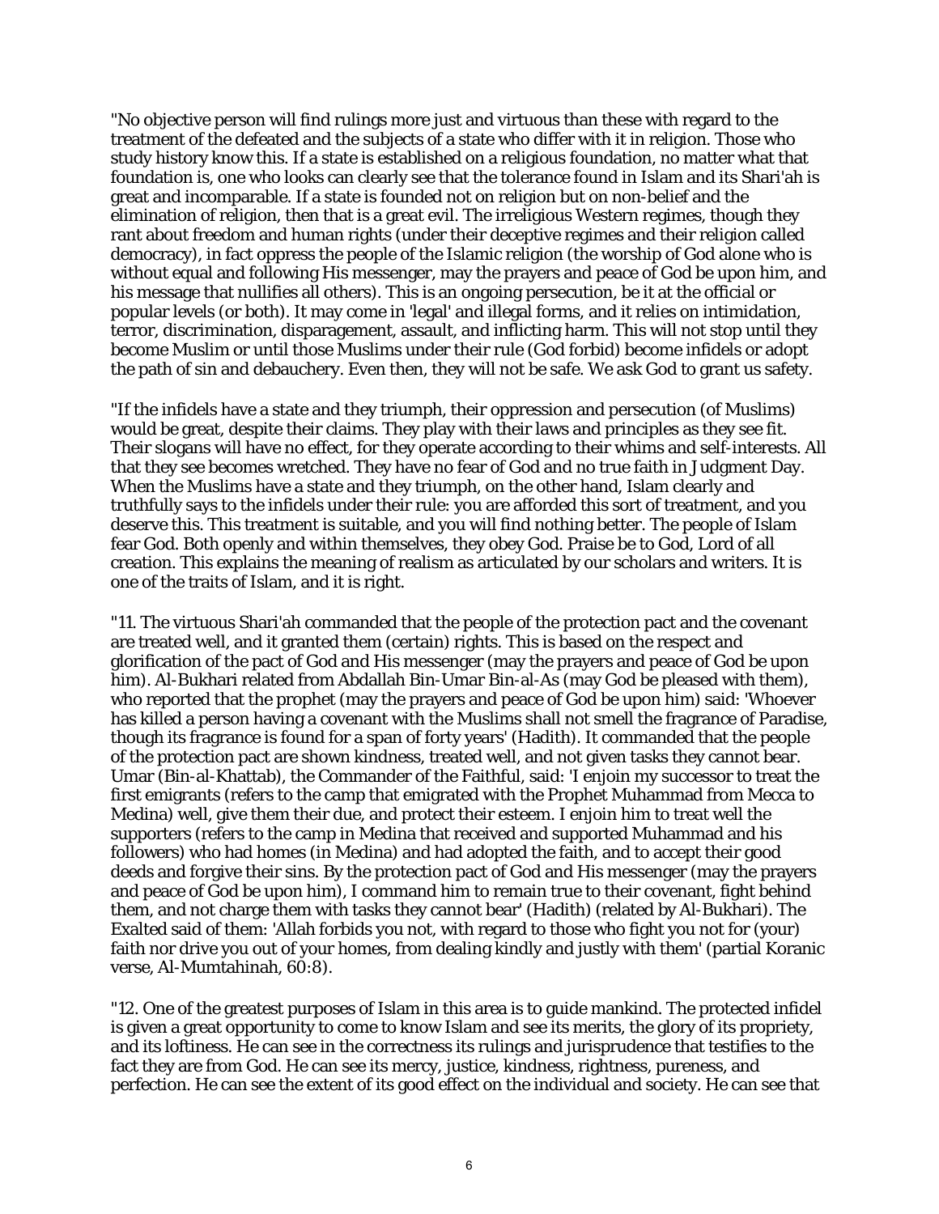"No objective person will find rulings more just and virtuous than these with regard to the treatment of the defeated and the subjects of a state who differ with it in religion. Those who study history know this. If a state is established on a religious foundation, no matter what that foundation is, one who looks can clearly see that the tolerance found in Islam and its Shari'ah is great and incomparable. If a state is founded not on religion but on non-belief and the elimination of religion, then that is a great evil. The irreligious Western regimes, though they rant about freedom and human rights (under their deceptive regimes and their religion called democracy), in fact oppress the people of the Islamic religion (the worship of God alone who is without equal and following His messenger, may the prayers and peace of God be upon him, and his message that nullifies all others). This is an ongoing persecution, be it at the official or popular levels (or both). It may come in 'legal' and illegal forms, and it relies on intimidation, terror, discrimination, disparagement, assault, and inflicting harm. This will not stop until they become Muslim or until those Muslims under their rule (God forbid) become infidels or adopt the path of sin and debauchery. Even then, they will not be safe. We ask God to grant us safety.

"If the infidels have a state and they triumph, their oppression and persecution (of Muslims) would be great, despite their claims. They play with their laws and principles as they see fit. Their slogans will have no effect, for they operate according to their whims and self-interests. All that they see becomes wretched. They have no fear of God and no true faith in Judgment Day. When the Muslims have a state and they triumph, on the other hand, Islam clearly and truthfully says to the infidels under their rule: you are afforded this sort of treatment, and you deserve this. This treatment is suitable, and you will find nothing better. The people of Islam fear God. Both openly and within themselves, they obey God. Praise be to God, Lord of all creation. This explains the meaning of realism as articulated by our scholars and writers. It is one of the traits of Islam, and it is right.

"11. The virtuous Shari'ah commanded that the people of the protection pact and the covenant are treated well, and it granted them (certain) rights. This is based on the respect and glorification of the pact of God and His messenger (may the prayers and peace of God be upon him). Al-Bukhari related from Abdallah Bin-Umar Bin-al-As (may God be pleased with them), who reported that the prophet (may the prayers and peace of God be upon him) said: 'Whoever has killed a person having a covenant with the Muslims shall not smell the fragrance of Paradise, though its fragrance is found for a span of forty years' (Hadith). It commanded that the people of the protection pact are shown kindness, treated well, and not given tasks they cannot bear. Umar (Bin-al-Khattab), the Commander of the Faithful, said: 'I enjoin my successor to treat the first emigrants (refers to the camp that emigrated with the Prophet Muhammad from Mecca to Medina) well, give them their due, and protect their esteem. I enjoin him to treat well the supporters (refers to the camp in Medina that received and supported Muhammad and his followers) who had homes (in Medina) and had adopted the faith, and to accept their good deeds and forgive their sins. By the protection pact of God and His messenger (may the prayers and peace of God be upon him), I command him to remain true to their covenant, fight behind them, and not charge them with tasks they cannot bear' (Hadith) (related by Al-Bukhari). The Exalted said of them: 'Allah forbids you not, with regard to those who fight you not for (your) faith nor drive you out of your homes, from dealing kindly and justly with them' (partial Koranic verse, Al-Mumtahinah, 60:8).

"12. One of the greatest purposes of Islam in this area is to guide mankind. The protected infidel is given a great opportunity to come to know Islam and see its merits, the glory of its propriety, and its loftiness. He can see in the correctness its rulings and jurisprudence that testifies to the fact they are from God. He can see its mercy, justice, kindness, rightness, pureness, and perfection. He can see the extent of its good effect on the individual and society. He can see that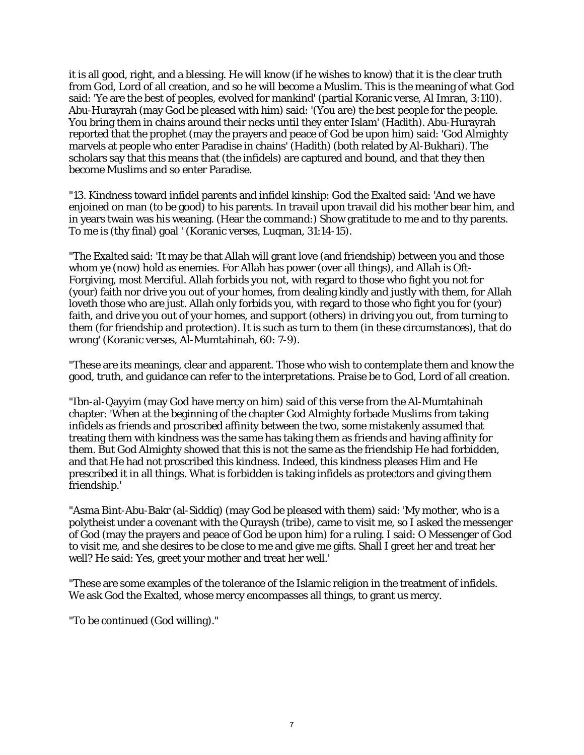it is all good, right, and a blessing. He will know (if he wishes to know) that it is the clear truth from God, Lord of all creation, and so he will become a Muslim. This is the meaning of what God said: 'Ye are the best of peoples, evolved for mankind' (partial Koranic verse, Al Imran, 3:110). Abu-Hurayrah (may God be pleased with him) said: '(You are) the best people for the people. You bring them in chains around their necks until they enter Islam' (Hadith). Abu-Hurayrah reported that the prophet (may the prayers and peace of God be upon him) said: 'God Almighty marvels at people who enter Paradise in chains' (Hadith) (both related by Al-Bukhari). The scholars say that this means that (the infidels) are captured and bound, and that they then become Muslims and so enter Paradise.

"13. Kindness toward infidel parents and infidel kinship: God the Exalted said: 'And we have enjoined on man (to be good) to his parents. In travail upon travail did his mother bear him, and in years twain was his weaning. (Hear the command:) Show gratitude to me and to thy parents. To me is (thy final) goal ' (Koranic verses, Luqman, 31:14-15).

"The Exalted said: 'It may be that Allah will grant love (and friendship) between you and those whom ye (now) hold as enemies. For Allah has power (over all things), and Allah is Oft-Forgiving, most Merciful. Allah forbids you not, with regard to those who fight you not for (your) faith nor drive you out of your homes, from dealing kindly and justly with them, for Allah loveth those who are just. Allah only forbids you, with regard to those who fight you for (your) faith, and drive you out of your homes, and support (others) in driving you out, from turning to them (for friendship and protection). It is such as turn to them (in these circumstances), that do wrong' (Koranic verses, Al-Mumtahinah, 60: 7-9).

"These are its meanings, clear and apparent. Those who wish to contemplate them and know the good, truth, and guidance can refer to the interpretations. Praise be to God, Lord of all creation.

"Ibn-al-Qayyim (may God have mercy on him) said of this verse from the Al-Mumtahinah chapter: 'When at the beginning of the chapter God Almighty forbade Muslims from taking infidels as friends and proscribed affinity between the two, some mistakenly assumed that treating them with kindness was the same has taking them as friends and having affinity for them. But God Almighty showed that this is not the same as the friendship He had forbidden, and that He had not proscribed this kindness. Indeed, this kindness pleases Him and He prescribed it in all things. What is forbidden is taking infidels as protectors and giving them friendship.'

"Asma Bint-Abu-Bakr (al-Siddiq) (may God be pleased with them) said: 'My mother, who is a polytheist under a covenant with the Quraysh (tribe), came to visit me, so I asked the messenger of God (may the prayers and peace of God be upon him) for a ruling. I said: O Messenger of God to visit me, and she desires to be close to me and give me gifts. Shall I greet her and treat her well? He said: Yes, greet your mother and treat her well.'

"These are some examples of the tolerance of the Islamic religion in the treatment of infidels. We ask God the Exalted, whose mercy encompasses all things, to grant us mercy.

"To be continued (God willing)."